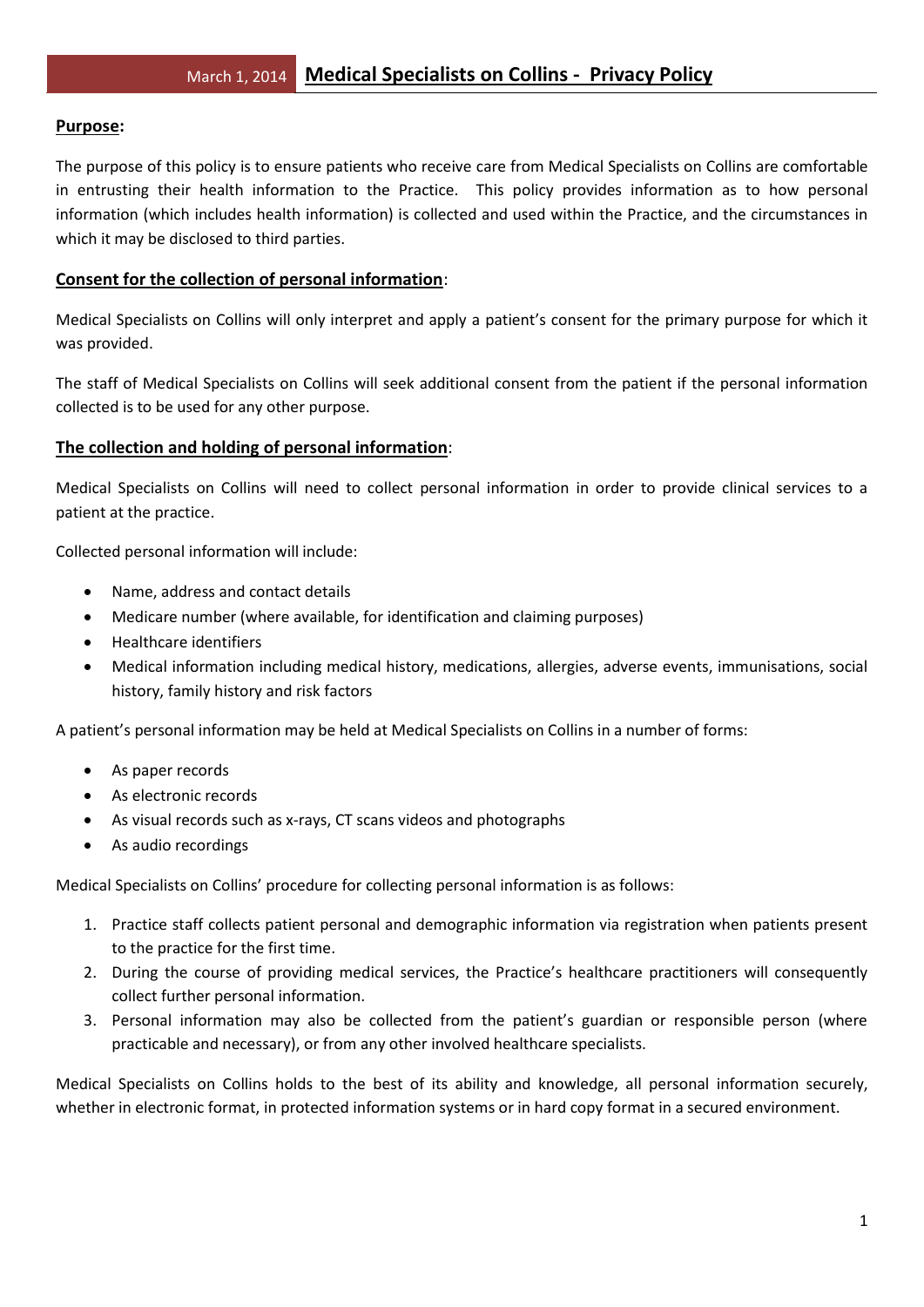March 1, 2014

# Medical Specialists on Collins - Privacy Policy

## Purpose:

The purpose of this policy is to ensure patients who receive care from Medical Specialists on Collins are comfortable in entrusting their health information to the Practice. This policy provides information as to how personal information (which includes health information) is collected and used within the Practice, and the circumstances in which it may be disclosed to third parties.

## Consent for the collection of personal information:

Medical Specialists on Collins will only interpret and apply a patient's consent for the primary purpose for which it was provided.

The staff of Medical Specialists on Collins will seek additional consent from the patient if the personal information collected is to be used for any other purpose.

## The collection and holding of personal information:

Medical Specialists on Collins will need to collect personal information in order to provide clinical services to a patient at the practice.

Collected personal information will include:

- Name, address and contact details
- Medicare number (where available, for identification and claiming purposes)
- Healthcare identifiers
- Medical information including medical history, medications, allergies, adverse events, immunisations, social history, family history and risk factors

A patient's personal information may be held at Medical Specialists on Collins in a number of forms:

- As paper records
- As electronic records
- As visual records such as x-rays, CT scans videos and photographs
- As audio recordings

Medical Specialists on Collins' procedure for collecting personal information is as follows:

1. Practice staff collects patient personal and demographic information via registration when patients present to the practice for the first time.
2. During the course of providing medical services, the Practice's healthcare practitioners will consequently collect further personal information.
3. Personal information may also be collected from the patient's guardian or responsible person (where practicable and necessary), or from any other involved healthcare specialists.

Medical Specialists on Collins holds to the best of its ability and knowledge, all personal information securely, whether in electronic format, in protected information systems or in hard copy format in a secured environment.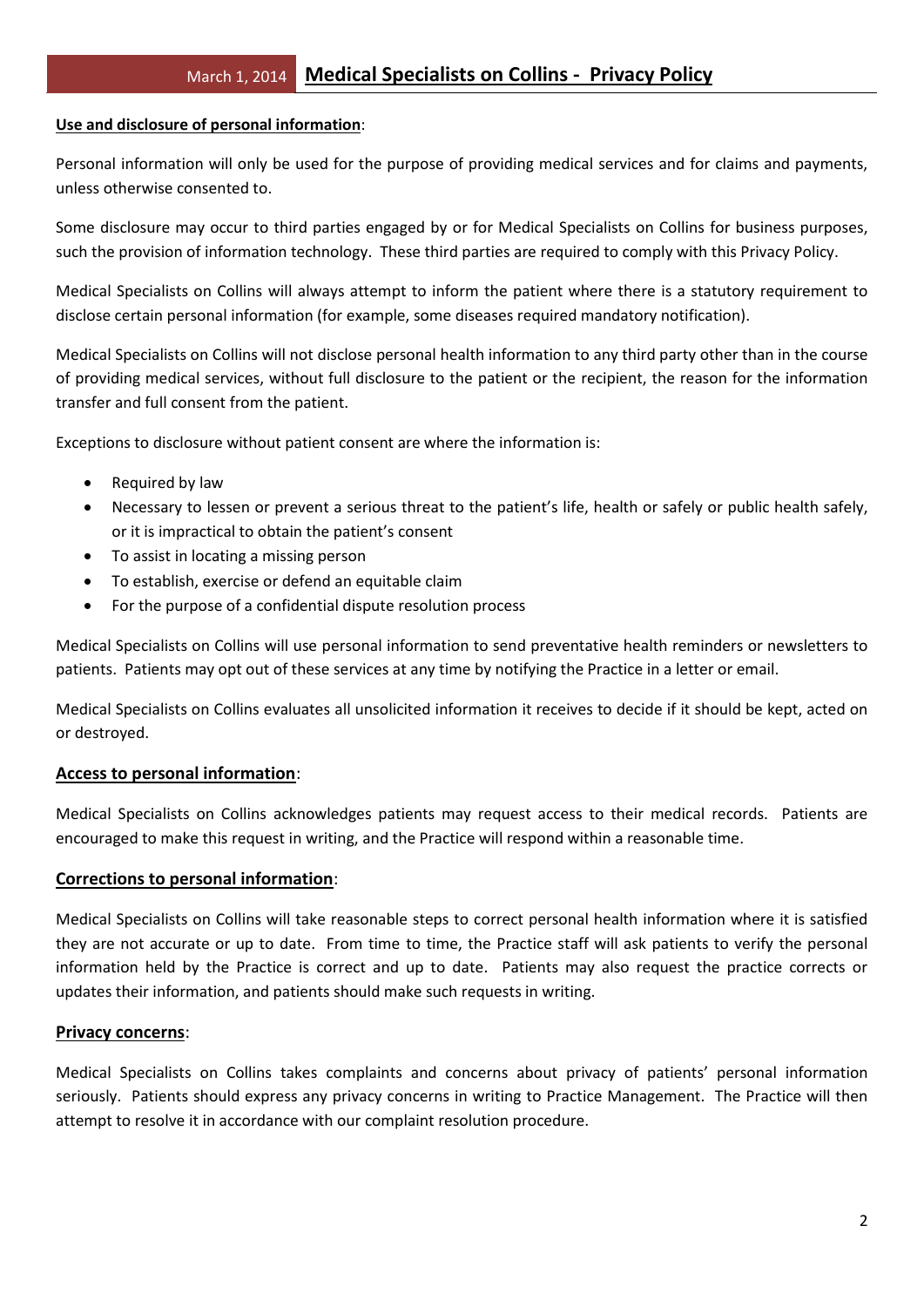**Use and disclosure of personal information**:

Personal information will only be used for the purpose of providing medical services and for claims and payments, unless otherwise consented to.

Some disclosure may occur to third parties engaged by or for Medical Specialists on Collins for business purposes, such the provision of information technology. These third parties are required to comply with this Privacy Policy.

Medical Specialists on Collins will always attempt to inform the patient where there is a statutory requirement to disclose certain personal information (for example, some diseases required mandatory notification).

Medical Specialists on Collins will not disclose personal health information to any third party other than in the course of providing medical services, without full disclosure to the patient or the recipient, the reason for the information transfer and full consent from the patient.

Exceptions to disclosure without patient consent are where the information is:

- Required by law
- Necessary to lessen or prevent a serious threat to the patient's life, health or safely or public health safely, or it is impractical to obtain the patient's consent
- To assist in locating a missing person
- To establish, exercise or defend an equitable claim
- For the purpose of a confidential dispute resolution process

Medical Specialists on Collins will use personal information to send preventative health reminders or newsletters to patients. Patients may opt out of these services at any time by notifying the Practice in a letter or email.

Medical Specialists on Collins evaluates all unsolicited information it receives to decide if it should be kept, acted on or destroyed.

## **Access to personal information**:

Medical Specialists on Collins acknowledges patients may request access to their medical records. Patients are encouraged to make this request in writing, and the Practice will respond within a reasonable time.

## **Corrections to personal information**:

Medical Specialists on Collins will take reasonable steps to correct personal health information where it is satisfied they are not accurate or up to date. From time to time, the Practice staff will ask patients to verify the personal information held by the Practice is correct and up to date. Patients may also request the practice corrects or updates their information, and patients should make such requests in writing.

**Privacy concerns**:

Medical Specialists on Collins takes complaints and concerns about privacy of patients' personal information seriously. Patients should express any privacy concerns in writing to Practice Management. The Practice will then attempt to resolve it in accordance with our complaint resolution procedure.